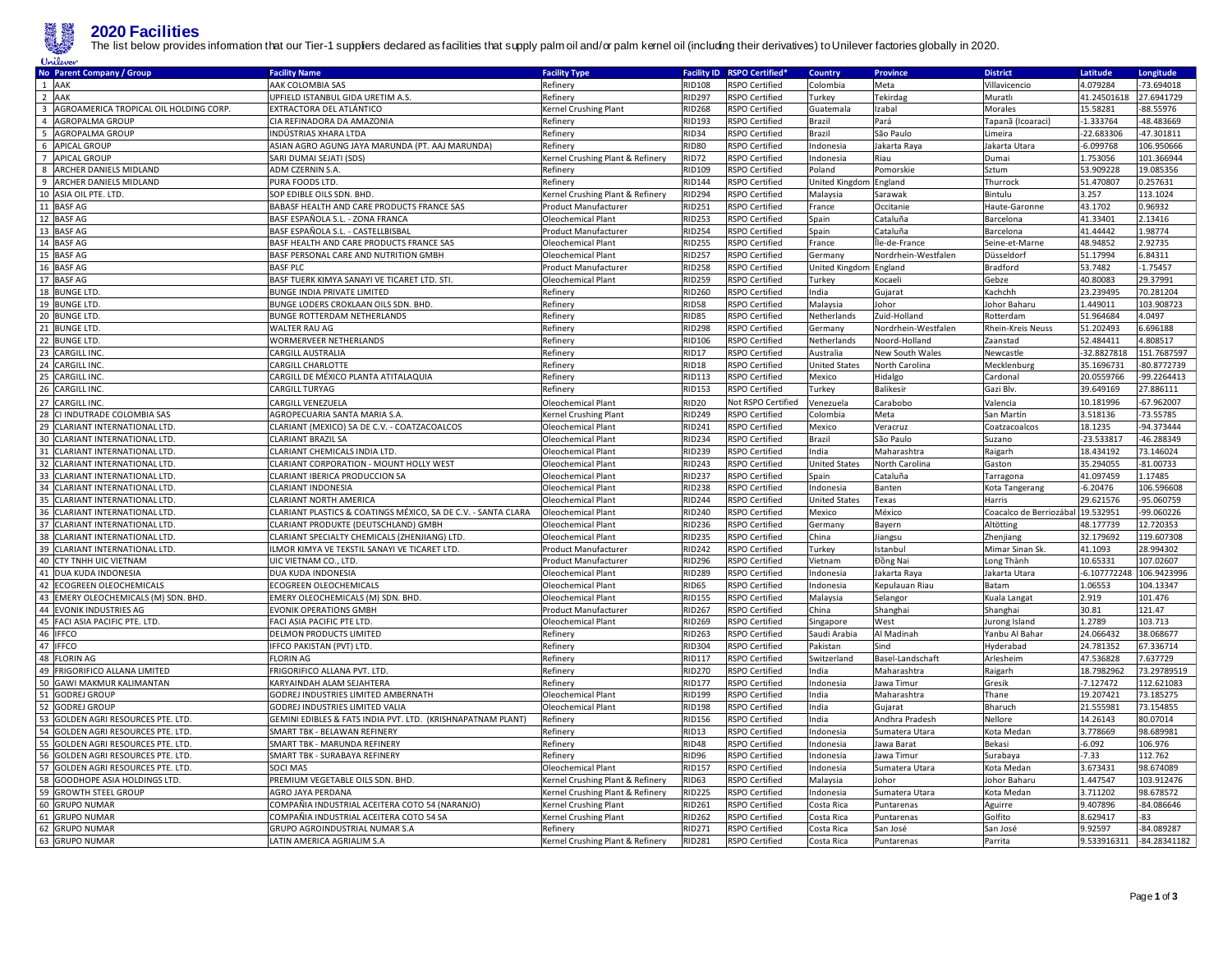# 2020 Facilities

The list below provides information that our Tier-1 suppliers declared as facilities that supply palm oil and/or palm kernel oil (including their derivatives) to Unilever factories globally in 2020.

| No | Parent Company / Group | Facility Name | Facility Type | Facility ID | RSPO Certified* | Country | Province | District | Latitude | Longitude |
|---|---|---|---|---|---|---|---|---|---|---|
| 1 | AAK | AAK COLOMBIA SAS | Refinery | RID108 | RSPO Certified | Colombia | Meta | Villavicencio | 4.079284 | -73.694018 |
| 2 | AAK | UPFIELD ISTANBUL GIDA URETIM A.S. | Refinery | RID297 | RSPO Certified | Turkey | Tekirdag | Muratlı | 41.24501618 | 27.6941729 |
| 3 | AGROAMERICA TROPICAL OIL HOLDING CORP. | EXTRACTORA DEL ATLÁNTICO | Kernel Crushing Plant | RID268 | RSPO Certified | Guatemala | Izabal | Morales | 15.58281 | -88.55976 |
| 4 | AGROPALMA GROUP | CIA REFINADORA DA AMAZONIA | Refinery | RID193 | RSPO Certified | Brazil | Pará | Tapanã (Icoaraci) | -1.333764 | -48.483669 |
| 5 | AGROPALMA GROUP | INDÚSTRIAS XHARA LTDA | Refinery | RID34 | RSPO Certified | Brazil | São Paulo | Limeira | -22.683306 | -47.301811 |
| 6 | APICAL GROUP | ASIAN AGRO AGUNG JAYA MARUNDA (PT. AAJ MARUNDA) | Refinery | RID80 | RSPO Certified | Indonesia | Jakarta Raya | Jakarta Utara | -6.099768 | 106.950666 |
| 7 | APICAL GROUP | SARI DUMAI SEJATI (SDS) | Kernel Crushing Plant & Refinery | RID72 | RSPO Certified | Indonesia | Riau | Dumai | 1.753056 | 101.366944 |
| 8 | ARCHER DANIELS MIDLAND | ADM CZERNIN S.A. | Refinery | RID109 | RSPO Certified | Poland | Pomorskie | Sztum | 53.909228 | 19.085356 |
| 9 | ARCHER DANIELS MIDLAND | PURA FOODS LTD. | Refinery | RID144 | RSPO Certified | United Kingdom | England | Thurrock | 51.470807 | 0.257631 |
| 10 | ASIA OIL PTE. LTD. | SOP EDIBLE OILS SDN. BHD. | Kernel Crushing Plant & Refinery | RID294 | RSPO Certified | Malaysia | Sarawak | Bintulu | 3.257 | 113.1024 |
| 11 | BASF AG | BABASF HEALTH AND CARE PRODUCTS FRANCE SAS | Product Manufacturer | RID251 | RSPO Certified | France | Occitanie | Haute-Garonne | 43.1702 | 0.96932 |
| 12 | BASF AG | BASF ESPAÑOLA S.L. - ZONA FRANCA | Oleochemical Plant | RID253 | RSPO Certified | Spain | Cataluña | Barcelona | 41.33401 | 2.13416 |
| 13 | BASF AG | BASF ESPAÑOLA S.L. - CASTELLBISBAL | Product Manufacturer | RID254 | RSPO Certified | Spain | Cataluña | Barcelona | 41.44442 | 1.98774 |
| 14 | BASF AG | BASF HEALTH AND CARE PRODUCTS FRANCE SAS | Oleochemical Plant | RID255 | RSPO Certified | France | Île-de-France | Seine-et-Marne | 48.94852 | 2.92735 |
| 15 | BASF AG | BASF PERSONAL CARE AND NUTRITION GMBH | Oleochemical Plant | RID257 | RSPO Certified | Germany | Nordrhein-Westfalen | Düsseldorf | 51.17994 | 6.84311 |
| 16 | BASF AG | BASF PLC | Product Manufacturer | RID258 | RSPO Certified | United Kingdom | England | Bradford | 53.7482 | -1.75457 |
| 17 | BASF AG | BASF TUERK KIMYA SANAYI VE TICARET LTD. STI. | Oleochemical Plant | RID259 | RSPO Certified | Turkey | Kocaeli | Gebze | 40.80083 | 29.37991 |
| 18 | BUNGE LTD. | BUNGE INDIA PRIVATE LIMITED | Refinery | RID260 | RSPO Certified | India | Gujarat | Kachchh | 23.239495 | 70.281204 |
| 19 | BUNGE LTD. | BUNGE LODERS CROKLAAN OILS SDN. BHD. | Refinery | RID58 | RSPO Certified | Malaysia | Johor | Johor Baharu | 1.449011 | 103.908723 |
| 20 | BUNGE LTD. | BUNGE ROTTERDAM NETHERLANDS | Refinery | RID85 | RSPO Certified | Netherlands | Zuid-Holland | Rotterdam | 51.964684 | 4.0497 |
| 21 | BUNGE LTD. | WALTER RAU AG | Refinery | RID298 | RSPO Certified | Germany | Nordrhein-Westfalen | Rhein-Kreis Neuss | 51.202493 | 6.696188 |
| 22 | BUNGE LTD. | WORMERVEER NETHERLANDS | Refinery | RID106 | RSPO Certified | Netherlands | Noord-Holland | Zaanstad | 52.484411 | 4.808517 |
| 23 | CARGILL INC. | CARGILL AUSTRALIA | Refinery | RID17 | RSPO Certified | Australia | New South Wales | Newcastle | -32.8827818 | 151.7687597 |
| 24 | CARGILL INC. | CARGILL CHARLOTTE | Refinery | RID18 | RSPO Certified | United States | North Carolina | Mecklenburg | 35.1696731 | -80.8772739 |
| 25 | CARGILL INC. | CARGILL DE MÉXICO PLANTA ATITALAQUIA | Refinery | RID113 | RSPO Certified | Mexico | Hidalgo | Cardonal | 20.0559766 | -99.2264413 |
| 26 | CARGILL INC. | CARGILL TURYAG | Refinery | RID153 | RSPO Certified | Turkey | Balikesir | Gazi Blv. | 39.649169 | 27.886111 |
| 27 | CARGILL INC. | CARGILL VENEZUELA | Oleochemical Plant | RID20 | Not RSPO Certified | Venezuela | Carabobo | Valencia | 10.181996 | -67.962007 |
| 28 | CI INDUTRADE COLOMBIA SAS | AGROPECUARIA SANTA MARIA S.A. | Kernel Crushing Plant | RID249 | RSPO Certified | Colombia | Meta | San Martín | 3.518136 | -73.55785 |
| 29 | CLARIANT INTERNATIONAL LTD. | CLARIANT (MEXICO) SA DE C.V. - COATZACOALCOS | Oleochemical Plant | RID241 | RSPO Certified | Mexico | Veracruz | Coatzacoalcos | 18.1235 | -94.373444 |
| 30 | CLARIANT INTERNATIONAL LTD. | CLARIANT BRAZIL SA | Oleochemical Plant | RID234 | RSPO Certified | Brazil | São Paulo | Suzano | -23.533817 | -46.288349 |
| 31 | CLARIANT INTERNATIONAL LTD. | CLARIANT CHEMICALS INDIA LTD. | Oleochemical Plant | RID239 | RSPO Certified | India | Maharashtra | Raigarh | 18.434192 | 73.146024 |
| 32 | CLARIANT INTERNATIONAL LTD. | CLARIANT CORPORATION - MOUNT HOLLY WEST | Oleochemical Plant | RID243 | RSPO Certified | United States | North Carolina | Gaston | 35.294055 | -81.00733 |
| 33 | CLARIANT INTERNATIONAL LTD. | CLARIANT IBERICA PRODUCCION SA | Oleochemical Plant | RID237 | RSPO Certified | Spain | Cataluña | Tarragona | 41.097459 | 1.17485 |
| 34 | CLARIANT INTERNATIONAL LTD. | CLARIANT INDONESIA | Oleochemical Plant | RID238 | RSPO Certified | Indonesia | Banten | Kota Tangerang | -6.20476 | 106.596608 |
| 35 | CLARIANT INTERNATIONAL LTD. | CLARIANT NORTH AMERICA | Oleochemical Plant | RID244 | RSPO Certified | United States | Texas | Harris | 29.621576 | -95.060759 |
| 36 | CLARIANT INTERNATIONAL LTD. | CLARIANT PLASTICS & COATINGS MÉXICO, SA DE C.V. - SANTA CLARA | Oleochemical Plant | RID240 | RSPO Certified | Mexico | México | Coacalco de Berriozábal | 19.532951 | -99.060226 |
| 37 | CLARIANT INTERNATIONAL LTD. | CLARIANT PRODUKTE (DEUTSCHLAND) GMBH | Oleochemical Plant | RID236 | RSPO Certified | Germany | Bayern | Altötting | 48.177739 | 12.720353 |
| 38 | CLARIANT INTERNATIONAL LTD. | CLARIANT SPECIALTY CHEMICALS (ZHENJIANG) LTD. | Oleochemical Plant | RID235 | RSPO Certified | China | Jiangsu | Zhenjiang | 32.179692 | 119.607308 |
| 39 | CLARIANT INTERNATIONAL LTD. | ILMOR KIMYA VE TEKSTIL SANAYI VE TICARET LTD. | Product Manufacturer | RID242 | RSPO Certified | Turkey | Istanbul | Mimar Sinan Sk. | 41.1093 | 28.994302 |
| 40 | CTY TNHH UIC VIETNAM | UIC VIETNAM CO., LTD. | Product Manufacturer | RID296 | RSPO Certified | Vietnam | Đồng Nai | Long Thành | 10.65331 | 107.02607 |
| 41 | DUA KUDA INDONESIA | DUA KUDA INDONESIA | Oleochemical Plant | RID289 | RSPO Certified | Indonesia | Jakarta Raya | Jakarta Utara | -6.107772248 | 106.9423996 |
| 42 | ECOGREEN OLEOCHEMICALS | ECOGREEN OLEOCHEMICALS | Oleochemical Plant | RID65 | RSPO Certified | Indonesia | Kepulauan Riau | Batam | 1.06553 | 104.13347 |
| 43 | EMERY OLEOCHEMICALS (M) SDN. BHD. | EMERY OLEOCHEMICALS (M) SDN. BHD. | Oleochemical Plant | RID155 | RSPO Certified | Malaysia | Selangor | Kuala Langat | 2.919 | 101.476 |
| 44 | EVONIK INDUSTRIES AG | EVONIK OPERATIONS GMBH | Product Manufacturer | RID267 | RSPO Certified | China | Shanghai | Shanghai | 30.81 | 121.47 |
| 45 | FACI ASIA PACIFIC PTE. LTD. | FACI ASIA PACIFIC PTE LTD. | Oleochemical Plant | RID269 | RSPO Certified | Singapore | West | Jurong Island | 1.2789 | 103.713 |
| 46 | IFFCO | DELMON PRODUCTS LIMITED | Refinery | RID263 | RSPO Certified | Saudi Arabia | Al Madinah | Yanbu Al Bahar | 24.066432 | 38.068677 |
| 47 | IFFCO | IFFCO PAKISTAN (PVT) LTD. | Refinery | RID304 | RSPO Certified | Pakistan | Sind | Hyderabad | 24.781352 | 67.336714 |
| 48 | FLORIN AG | FLORIN AG | Refinery | RID117 | RSPO Certified | Switzerland | Basel-Landschaft | Arlesheim | 47.536828 | 7.637729 |
| 49 | FRIGORIFICO ALLANA LIMITED | FRIGORIFICO ALLANA PVT. LTD. | Refinery | RID270 | RSPO Certified | India | Maharashtra | Raigarh | 18.7982962 | 73.29789519 |
| 50 | GAWI MAKMUR KALIMANTAN | KARYAINDAH ALAM SEJAHTERA | Refinery | RID177 | RSPO Certified | Indonesia | Jawa Timur | Gresik | -7.127472 | 112.621083 |
| 51 | GODREJ GROUP | GODREJ INDUSTRIES LIMITED AMBERNATH | Oleochemical Plant | RID199 | RSPO Certified | India | Maharashtra | Thane | 19.207421 | 73.185275 |
| 52 | GODREJ GROUP | GODREJ INDUSTRIES LIMITED VALIA | Oleochemical Plant | RID198 | RSPO Certified | India | Gujarat | Bharuch | 21.555981 | 73.154855 |
| 53 | GOLDEN AGRI RESOURCES PTE. LTD. | GEMINI EDIBLES & FATS INDIA PVT. LTD. (KRISHNAPATNAM PLANT) | Refinery | RID156 | RSPO Certified | India | Andhra Pradesh | Nellore | 14.26143 | 80.07014 |
| 54 | GOLDEN AGRI RESOURCES PTE. LTD. | SMART TBK - BELAWAN REFINERY | Refinery | RID13 | RSPO Certified | Indonesia | Sumatera Utara | Kota Medan | 3.778669 | 98.689981 |
| 55 | GOLDEN AGRI RESOURCES PTE. LTD. | SMART TBK - MARUNDA REFINERY | Refinery | RID48 | RSPO Certified | Indonesia | Jawa Barat | Bekasi | -6.092 | 106.976 |
| 56 | GOLDEN AGRI RESOURCES PTE. LTD. | SMART TBK - SURABAYA REFINERY | Refinery | RID96 | RSPO Certified | Indonesia | Jawa Timur | Surabaya | -7.33 | 112.762 |
| 57 | GOLDEN AGRI RESOURCES PTE. LTD. | SOCI MAS | Oleochemical Plant | RID157 | RSPO Certified | Indonesia | Sumatera Utara | Kota Medan | 3.673431 | 98.674089 |
| 58 | GOODHOPE ASIA HOLDINGS LTD. | PREMIUM VEGETABLE OILS SDN. BHD. | Kernel Crushing Plant & Refinery | RID63 | RSPO Certified | Malaysia | Johor | Johor Baharu | 1.447547 | 103.912476 |
| 59 | GROWTH STEEL GROUP | AGRO JAYA PERDANA | Kernel Crushing Plant & Refinery | RID225 | RSPO Certified | Indonesia | Sumatera Utara | Kota Medan | 3.711202 | 98.678572 |
| 60 | GRUPO NUMAR | COMPAÑIA INDUSTRIAL ACEITERA COTO 54 (NARANJO) | Kernel Crushing Plant | RID261 | RSPO Certified | Costa Rica | Puntarenas | Aguirre | 9.407896 | -84.086646 |
| 61 | GRUPO NUMAR | COMPAÑIA INDUSTRIAL ACEITERA COTO 54 SA | Kernel Crushing Plant | RID262 | RSPO Certified | Costa Rica | Puntarenas | Golfito | 8.629417 | -83 |
| 62 | GRUPO NUMAR | GRUPO AGROINDUSTRIAL NUMAR S.A | Refinery | RID271 | RSPO Certified | Costa Rica | San José | San José | 9.92597 | -84.089287 |
| 63 | GRUPO NUMAR | LATIN AMERICA AGRIALIM S.A | Kernel Crushing Plant & Refinery | RID281 | RSPO Certified | Costa Rica | Puntarenas | Parrita | 9.533916311 | -84.28341182 |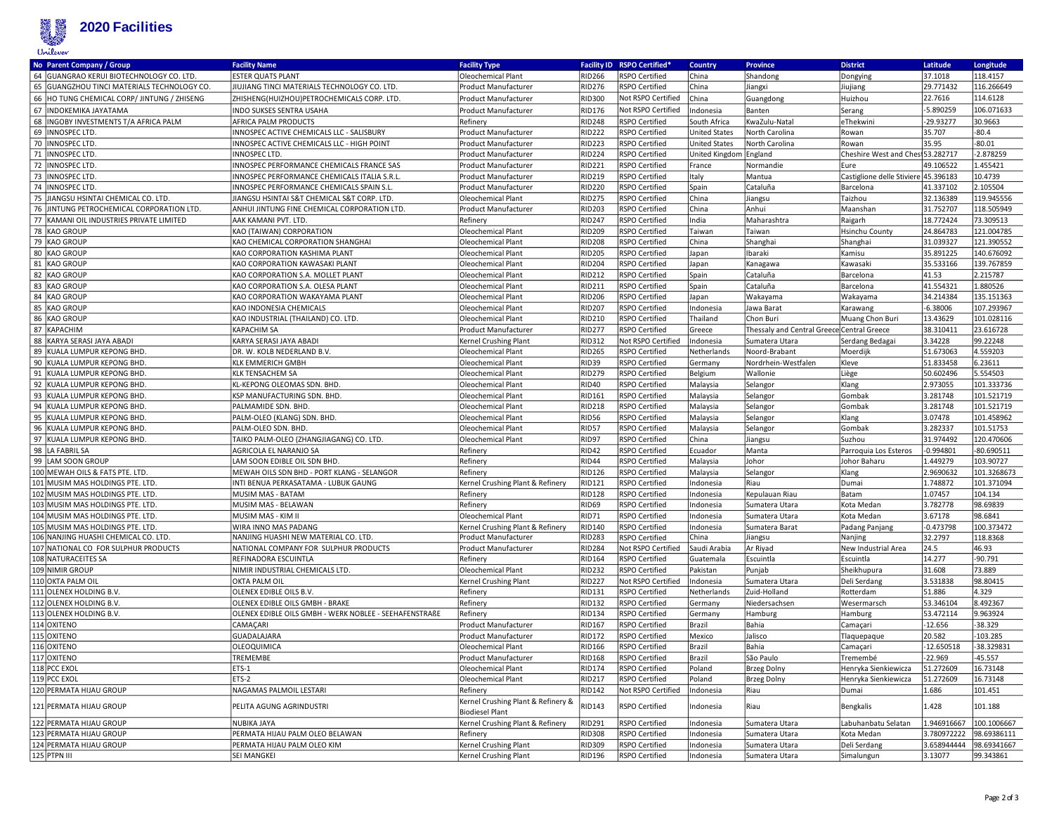# 2020 Facilities

| No | Parent Company / Group | Facility Name | Facility Type | Facility ID | RSPO Certified* | Country | Province | District | Latitude | Longitude |
|---|---|---|---|---|---|---|---|---|---|---|
| 64 | GUANGRAO KERUI BIOTECHNOLOGY CO. LTD. | ESTER QUATS PLANT | Oleochemical Plant | RID266 | RSPO Certified | China | Shandong | Dongying | 37.1018 | 118.4157 |
| 65 | GUANGZHOU TINCI MATERIALS TECHNOLOGY CO. | JIUJIANG TINCI MATERIALS TECHNOLOGY CO. LTD. | Product Manufacturer | RID276 | RSPO Certified | China | Jiangxi | Jiujiang | 29.771432 | 116.266649 |
| 66 | HO TUNG CHEMICAL CORP/ JINTUNG / ZHISENG | ZHISHENG(HUIZHOU)PETROCHEMICALS CORP. LTD. | Product Manufacturer | RID300 | Not RSPO Certified | China | Guangdong | Huizhou | 22.7616 | 114.6128 |
| 67 | INDOKEMIKA JAYATAMA | INDO SUKSES SENTRA USAHA | Product Manufacturer | RID176 | Not RSPO Certified | Indonesia | Banten | Serang | -5.890259 | 106.071633 |
| 68 | INGOBY INVESTMENTS T/A AFRICA PALM | AFRICA PALM PRODUCTS | Refinery | RID248 | RSPO Certified | South Africa | KwaZulu-Natal | eThekwini | -29.93277 | 30.9663 |
| 69 | INNOSPEC LTD. | INNOSPEC ACTIVE CHEMICALS LLC - SALISBURY | Product Manufacturer | RID222 | RSPO Certified | United States | North Carolina | Rowan | 35.707 | -80.4 |
| 70 | INNOSPEC LTD. | INNOSPEC ACTIVE CHEMICALS LLC - HIGH POINT | Product Manufacturer | RID223 | RSPO Certified | United States | North Carolina | Rowan | 35.95 | -80.01 |
| 71 | INNOSPEC LTD. | INNOSPEC LTD. | Product Manufacturer | RID224 | RSPO Certified | United Kingdom | England | Cheshire West and Ches | 53.282717 | -2.878259 |
| 72 | INNOSPEC LTD. | INNOSPEC PERFORMANCE CHEMICALS FRANCE SAS | Product Manufacturer | RID221 | RSPO Certified | France | Normandie | Eure | 49.106522 | 1.455421 |
| 73 | INNOSPEC LTD. | INNOSPEC PERFORMANCE CHEMICALS ITALIA S.R.L. | Product Manufacturer | RID219 | RSPO Certified | Italy | Mantua | Castiglione delle Stiviere | 45.396183 | 10.4739 |
| 74 | INNOSPEC LTD. | INNOSPEC PERFORMANCE CHEMICALS SPAIN S.L. | Product Manufacturer | RID220 | RSPO Certified | Spain | Cataluña | Barcelona | 41.337102 | 2.105504 |
| 75 | JIANGSU HSINTAI CHEMICAL CO. LTD. | JIANGSU HSINTAI S&T CHEMICAL S&T CORP. LTD. | Oleochemical Plant | RID275 | RSPO Certified | China | Jiangsu | Taizhou | 32.136389 | 119.945556 |
| 76 | JINTUNG PETROCHEMICAL CORPORATION LTD. | ANHUI JINTUNG FINE CHEMICAL CORPORATION LTD. | Product Manufacturer | RID203 | RSPO Certified | China | Anhui | Maanshan | 31.752707 | 118.505949 |
| 77 | KAMANI OIL INDUSTRIES PRIVATE LIMITED | AAK KAMANI PVT. LTD. | Refinery | RID247 | RSPO Certified | India | Maharashtra | Raigarh | 18.772424 | 73.309513 |
| 78 | KAO GROUP | KAO (TAIWAN) CORPORATION | Oleochemical Plant | RID209 | RSPO Certified | Taiwan | Taiwan | Hsinchu County | 24.864783 | 121.004785 |
| 79 | KAO GROUP | KAO CHEMICAL CORPORATION SHANGHAI | Oleochemical Plant | RID208 | RSPO Certified | China | Shanghai | Shanghai | 31.039327 | 121.390552 |
| 80 | KAO GROUP | KAO CORPORATION KASHIMA PLANT | Oleochemical Plant | RID205 | RSPO Certified | Japan | Ibaraki | Kamisu | 35.891225 | 140.676092 |
| 81 | KAO GROUP | KAO CORPORATION KAWASAKI PLANT | Oleochemical Plant | RID204 | RSPO Certified | Japan | Kanagawa | Kawasaki | 35.533166 | 139.767859 |
| 82 | KAO GROUP | KAO CORPORATION S.A. MOLLET PLANT | Oleochemical Plant | RID212 | RSPO Certified | Spain | Cataluña | Barcelona | 41.53 | 2.215787 |
| 83 | KAO GROUP | KAO CORPORATION S.A. OLESA PLANT | Oleochemical Plant | RID211 | RSPO Certified | Spain | Cataluña | Barcelona | 41.554321 | 1.880526 |
| 84 | KAO GROUP | KAO CORPORATION WAKAYAMA PLANT | Oleochemical Plant | RID206 | RSPO Certified | Japan | Wakayama | Wakayama | 34.214384 | 135.151363 |
| 85 | KAO GROUP | KAO INDONESIA CHEMICALS | Oleochemical Plant | RID207 | RSPO Certified | Indonesia | Jawa Barat | Karawang | -6.38006 | 107.293967 |
| 86 | KAO GROUP | KAO INDUSTRIAL (THAILAND) CO. LTD. | Oleochemical Plant | RID210 | RSPO Certified | Thailand | Chon Buri | Muang Chon Buri | 13.43629 | 101.028116 |
| 87 | KAPACHIM | KAPACHIM SA | Product Manufacturer | RID277 | RSPO Certified | Greece | Thessaly and Central Greece | Central Greece | 38.310411 | 23.616728 |
| 88 | KARYA SERASI JAYA ABADI | KARYA SERASI JAYA ABADI | Kernel Crushing Plant | RID312 | Not RSPO Certified | Indonesia | Sumatera Utara | Serdang Bedagai | 3.34228 | 99.22248 |
| 89 | KUALA LUMPUR KEPONG BHD. | DR. W. KOLB NEDERLAND B.V. | Oleochemical Plant | RID265 | RSPO Certified | Netherlands | Noord-Brabant | Moerdijk | 51.673063 | 4.559203 |
| 90 | KUALA LUMPUR KEPONG BHD. | KLK EMMERICH GMBH | Oleochemical Plant | RID39 | RSPO Certified | Germany | Nordrhein-Westfalen | Kleve | 51.833458 | 6.23611 |
| 91 | KUALA LUMPUR KEPONG BHD. | KLK TENSACHEM SA | Oleochemical Plant | RID279 | RSPO Certified | Belgium | Wallonie | Liège | 50.602496 | 5.554503 |
| 92 | KUALA LUMPUR KEPONG BHD. | KL-KEPONG OLEOMAS SDN. BHD. | Oleochemical Plant | RID40 | RSPO Certified | Malaysia | Selangor | Klang | 2.973055 | 101.333736 |
| 93 | KUALA LUMPUR KEPONG BHD. | KSP MANUFACTURING SDN. BHD. | Oleochemical Plant | RID161 | RSPO Certified | Malaysia | Selangor | Gombak | 3.281748 | 101.521719 |
| 94 | KUALA LUMPUR KEPONG BHD. | PALMAMIDE SDN. BHD. | Oleochemical Plant | RID218 | RSPO Certified | Malaysia | Selangor | Gombak | 3.281748 | 101.521719 |
| 95 | KUALA LUMPUR KEPONG BHD. | PALM-OLEO (KLANG) SDN. BHD. | Oleochemical Plant | RID56 | RSPO Certified | Malaysia | Selangor | Klang | 3.07478 | 101.458962 |
| 96 | KUALA LUMPUR KEPONG BHD. | PALM-OLEO SDN. BHD. | Oleochemical Plant | RID57 | RSPO Certified | Malaysia | Selangor | Gombak | 3.282337 | 101.51753 |
| 97 | KUALA LUMPUR KEPONG BHD. | TAIKO PALM-OLEO (ZHANGJIAGANG) CO. LTD. | Oleochemical Plant | RID97 | RSPO Certified | China | Jiangsu | Suzhou | 31.974492 | 120.470606 |
| 98 | LA FABRIL SA | AGRICOLA EL NARANJO SA | Refinery | RID42 | RSPO Certified | Ecuador | Manta | Parroquia Los Esteros | -0.994801 | -80.690511 |
| 99 | LAM SOON GROUP | LAM SOON EDIBLE OIL SDN BHD. | Refinery | RID44 | RSPO Certified | Malaysia | Johor | Johor Baharu | 1.449279 | 103.90727 |
| 100 | MEWAH OILS & FATS PTE. LTD. | MEWAH OILS SDN BHD - PORT KLANG - SELANGOR | Refinery | RID126 | RSPO Certified | Malaysia | Selangor | Klang | 2.9690632 | 101.3268673 |
| 101 | MUSIM MAS HOLDINGS PTE. LTD. | INTI BENUA PERKASATAMA - LUBUK GAUNG | Kernel Crushing Plant & Refinery | RID121 | RSPO Certified | Indonesia | Riau | Dumai | 1.748872 | 101.371094 |
| 102 | MUSIM MAS HOLDINGS PTE. LTD. | MUSIM MAS - BATAM | Refinery | RID128 | RSPO Certified | Indonesia | Kepulauan Riau | Batam | 1.07457 | 104.134 |
| 103 | MUSIM MAS HOLDINGS PTE. LTD. | MUSIM MAS - BELAWAN | Refinery | RID69 | RSPO Certified | Indonesia | Sumatera Utara | Kota Medan | 3.782778 | 98.69839 |
| 104 | MUSIM MAS HOLDINGS PTE. LTD. | MUSIM MAS - KIM II | Oleochemical Plant | RID71 | RSPO Certified | Indonesia | Sumatera Utara | Kota Medan | 3.67178 | 98.6841 |
| 105 | MUSIM MAS HOLDINGS PTE. LTD. | WIRA INNO MAS PADANG | Kernel Crushing Plant & Refinery | RID140 | RSPO Certified | Indonesia | Sumatera Barat | Padang Panjang | -0.473798 | 100.373472 |
| 106 | NANJING HUASHI CHEMICAL CO. LTD. | NANJING HUASHI NEW MATERIAL CO. LTD. | Product Manufacturer | RID283 | RSPO Certified | China | Jiangsu | Nanjing | 32.2797 | 118.8368 |
| 107 | NATIONAL CO FOR SULPHUR PRODUCTS | NATIONAL COMPANY FOR SULPHUR PRODUCTS | Product Manufacturer | RID284 | Not RSPO Certified | Saudi Arabia | Ar Riyad | New Industrial Area | 24.5 | 46.93 |
| 108 | NATURACEITES SA | REFINADORA ESCUINTLA | Refinery | RID164 | RSPO Certified | Guatemala | Escuintla | Escuintla | 14.277 | -90.791 |
| 109 | NIMIR GROUP | NIMIR INDUSTRIAL CHEMICALS LTD. | Oleochemical Plant | RID232 | RSPO Certified | Pakistan | Punjab | Sheikhupura | 31.608 | 73.889 |
| 110 | OKTA PALM OIL | OKTA PALM OIL | Kernel Crushing Plant | RID227 | Not RSPO Certified | Indonesia | Sumatera Utara | Deli Serdang | 3.531838 | 98.80415 |
| 111 | OLENEX HOLDING B.V. | OLENEX EDIBLE OILS B.V. | Refinery | RID131 | RSPO Certified | Netherlands | Zuid-Holland | Rotterdam | 51.886 | 4.329 |
| 112 | OLENEX HOLDING B.V. | OLENEX EDIBLE OILS GMBH - BRAKE | Refinery | RID132 | RSPO Certified | Germany | Niedersachsen | Wesermarsch | 53.346104 | 8.492367 |
| 113 | OLENEX HOLDING B.V. | OLENEX EDIBLE OILS GMBH - WERK NOBLEE - SEEHAFENSTRAßE | Refinery | RID134 | RSPO Certified | Germany | Hamburg | Hamburg | 53.472114 | 9.963924 |
| 114 | OXITENO | CAMAÇARI | Product Manufacturer | RID167 | RSPO Certified | Brazil | Bahia | Camaçari | -12.656 | -38.329 |
| 115 | OXITENO | GUADALAJARA | Product Manufacturer | RID172 | RSPO Certified | Mexico | Jalisco | Tlaquepaque | 20.582 | -103.285 |
| 116 | OXITENO | OLEOQUIMICA | Oleochemical Plant | RID166 | RSPO Certified | Brazil | Bahia | Camaçari | -12.650518 | -38.329831 |
| 117 | OXITENO | TREMEMBE | Product Manufacturer | RID168 | RSPO Certified | Brazil | São Paulo | Tremembé | -22.969 | -45.557 |
| 118 | PCC EXOL | ETS-1 | Oleochemical Plant | RID174 | RSPO Certified | Poland | Brzeg Dolny | Henryka Sienkiewicza | 51.272609 | 16.73148 |
| 119 | PCC EXOL | ETS-2 | Oleochemical Plant | RID217 | RSPO Certified | Poland | Brzeg Dolny | Henryka Sienkiewicza | 51.272609 | 16.73148 |
| 120 | PERMATA HIJAU GROUP | NAGAMAS PALMOIL LESTARI | Refinery | RID142 | Not RSPO Certified | Indonesia | Riau | Dumai | 1.686 | 101.451 |
| 121 | PERMATA HIJAU GROUP | PELITA AGUNG AGRINDUSTRI | Kernel Crushing Plant & Refinery & Biodiesel Plant | RID143 | RSPO Certified | Indonesia | Riau | Bengkalis | 1.428 | 101.188 |
| 122 | PERMATA HIJAU GROUP | NUBIKA JAYA | Kernel Crushing Plant & Refinery | RID291 | RSPO Certified | Indonesia | Sumatera Utara | Labuhanbatu Selatan | 1.946916667 | 100.1006667 |
| 123 | PERMATA HIJAU GROUP | PERMATA HIJAU PALM OLEO BELAWAN | Refinery | RID308 | RSPO Certified | Indonesia | Sumatera Utara | Kota Medan | 3.780972222 | 98.69386111 |
| 124 | PERMATA HIJAU GROUP | PERMATA HIJAU PALM OLEO KIM | Kernel Crushing Plant | RID309 | RSPO Certified | Indonesia | Sumatera Utara | Deli Serdang | 3.658944444 | 98.69341667 |
| 125 | PTPN III | SEI MANGKEI | Kernel Crushing Plant | RID196 | RSPO Certified | Indonesia | Sumatera Utara | Simalungun | 3.13077 | 99.343861 |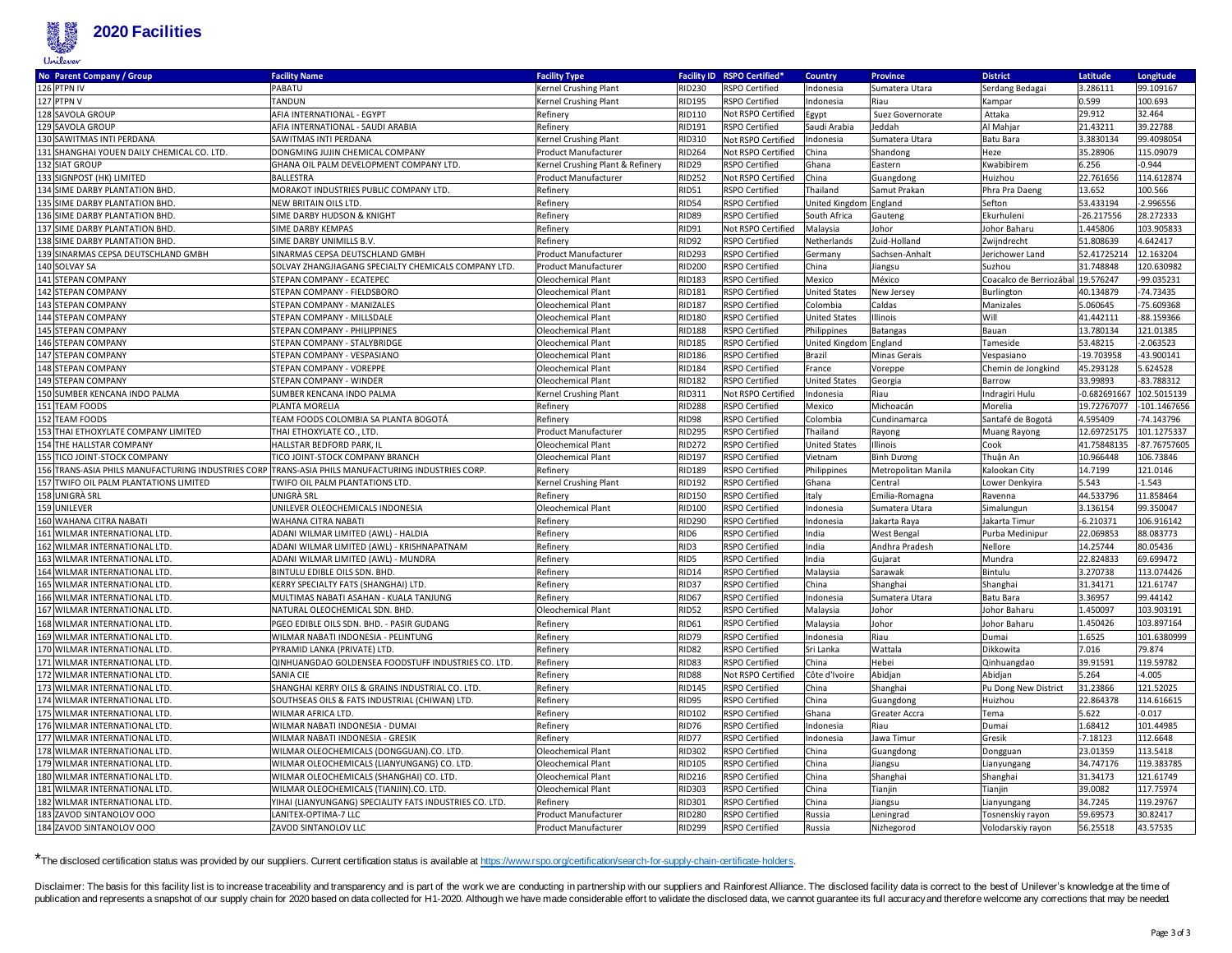# 2020 Facilities

| No | Parent Company / Group | Facility Name | Facility Type | Facility ID | RSPO Certified* | Country | Province | District | Latitude | Longitude |
|---|---|---|---|---|---|---|---|---|---|---|
| 126 | PTPN IV | PABATU | Kernel Crushing Plant | RID230 | RSPO Certified | Indonesia | Sumatera Utara | Serdang Bedagai | 3.286111 | 99.109167 |
| 127 | PTPN V | TANDUN | Kernel Crushing Plant | RID195 | RSPO Certified | Indonesia | Riau | Kampar | 0.599 | 100.693 |
| 128 | SAVOLA GROUP | AFIA INTERNATIONAL - EGYPT | Refinery | RID110 | Not RSPO Certified | Egypt | Suez Governorate | Attaka | 29.912 | 32.464 |
| 129 | SAVOLA GROUP | AFIA INTERNATIONAL - SAUDI ARABIA | Refinery | RID191 | RSPO Certified | Saudi Arabia | Jeddah | Al Mahjar | 21.43211 | 39.22788 |
| 130 | SAWITMAS INTI PERDANA | SAWITMAS INTI PERDANA | Kernel Crushing Plant | RID310 | Not RSPO Certified | Indonesia | Sumatera Utara | Batu Bara | 3.3830134 | 99.4098054 |
| 131 | SHANGHAI YOUEN DAILY CHEMICAL CO. LTD. | DONGMING JUJIN CHEMICAL COMPANY | Product Manufacturer | RID264 | Not RSPO Certified | China | Shandong | Heze | 35.28906 | 115.09079 |
| 132 | SIAT GROUP | GHANA OIL PALM DEVELOPMENT COMPANY LTD. | Kernel Crushing Plant & Refinery | RID29 | RSPO Certified | Ghana | Eastern | Kwabibirem | 6.256 | -0.944 |
| 133 | SIGNPOST (HK) LIMITED | BALLESTRA | Product Manufacturer | RID252 | Not RSPO Certified | China | Guangdong | Huizhou | 22.761656 | 114.612874 |
| 134 | SIME DARBY PLANTATION BHD. | MORAKOT INDUSTRIES PUBLIC COMPANY LTD. | Refinery | RID51 | RSPO Certified | Thailand | Samut Prakan | Phra Pra Daeng | 13.652 | 100.566 |
| 135 | SIME DARBY PLANTATION BHD. | NEW BRITAIN OILS LTD. | Refinery | RID54 | RSPO Certified | United Kingdom | England | Sefton | 53.433194 | -2.996556 |
| 136 | SIME DARBY PLANTATION BHD. | SIME DARBY HUDSON & KNIGHT | Refinery | RID89 | RSPO Certified | South Africa | Gauteng | Ekurhuleni | -26.217556 | 28.272333 |
| 137 | SIME DARBY PLANTATION BHD. | SIME DARBY KEMPAS | Refinery | RID91 | Not RSPO Certified | Malaysia | Johor | Johor Baharu | 1.445806 | 103.905833 |
| 138 | SIME DARBY PLANTATION BHD. | SIME DARBY UNIMILLS B.V. | Refinery | RID92 | RSPO Certified | Netherlands | Zuid-Holland | Zwijndrecht | 51.808639 | 4.642417 |
| 139 | SINARMAS CEPSA DEUTSCHLAND GMBH | SINARMAS CEPSA DEUTSCHLAND GMBH | Product Manufacturer | RID293 | RSPO Certified | Germany | Sachsen-Anhalt | Jerichower Land | 52.41725214 | 12.163204 |
| 140 | SOLVAY SA | SOLVAY ZHANGJIAGANG SPECIALTY CHEMICALS COMPANY LTD. | Product Manufacturer | RID200 | RSPO Certified | China | Jiangsu | Suzhou | 31.748848 | 120.630982 |
| 141 | STEPAN COMPANY | STEPAN COMPANY - ECATEPEC | Oleochemical Plant | RID183 | RSPO Certified | Mexico | México | Coacalco de Berriozábal | 19.576247 | -99.035231 |
| 142 | STEPAN COMPANY | STEPAN COMPANY - FIELDSBORO | Oleochemical Plant | RID181 | RSPO Certified | United States | New Jersey | Burlington | 40.134879 | -74.73435 |
| 143 | STEPAN COMPANY | STEPAN COMPANY - MANIZALES | Oleochemical Plant | RID187 | RSPO Certified | Colombia | Caldas | Manizales | 5.060645 | -75.609368 |
| 144 | STEPAN COMPANY | STEPAN COMPANY - MILLSDALE | Oleochemical Plant | RID180 | RSPO Certified | United States | Illinois | Will | 41.442111 | -88.159366 |
| 145 | STEPAN COMPANY | STEPAN COMPANY - PHILIPPINES | Oleochemical Plant | RID188 | RSPO Certified | Philippines | Batangas | Bauan | 13.780134 | 121.01385 |
| 146 | STEPAN COMPANY | STEPAN COMPANY - STALYBRIDGE | Oleochemical Plant | RID185 | RSPO Certified | United Kingdom | England | Tameside | 53.48215 | -2.063523 |
| 147 | STEPAN COMPANY | STEPAN COMPANY - VESPASIANO | Oleochemical Plant | RID186 | RSPO Certified | Brazil | Minas Gerais | Vespasiano | -19.703958 | -43.900141 |
| 148 | STEPAN COMPANY | STEPAN COMPANY - VOREPPE | Oleochemical Plant | RID184 | RSPO Certified | France | Voreppe | Chemin de Jongkind | 45.293128 | 5.624528 |
| 149 | STEPAN COMPANY | STEPAN COMPANY - WINDER | Oleochemical Plant | RID182 | RSPO Certified | United States | Georgia | Barrow | 33.99893 | -83.788312 |
| 150 | SUMBER KENCANA INDO PALMA | SUMBER KENCANA INDO PALMA | Kernel Crushing Plant | RID311 | Not RSPO Certified | Indonesia | Riau | Indragiri Hulu | -0.682691667 | 102.5015139 |
| 151 | TEAM FOODS | PLANTA MORELIA | Refinery | RID288 | RSPO Certified | Mexico | Michoacán | Morelia | 19.72767077 | -101.1467656 |
| 152 | TEAM FOODS | TEAM FOODS COLOMBIA SA PLANTA BOGOTÁ | Refinery | RID98 | RSPO Certified | Colombia | Cundinamarca | Santafé de Bogotá | 4.595409 | -74.143796 |
| 153 | THAI ETHOXYLATE COMPANY LIMITED | THAI ETHOXYLATE CO., LTD. | Product Manufacturer | RID295 | RSPO Certified | Thailand | Rayong | Muang Rayong | 12.69725175 | 101.1275337 |
| 154 | THE HALLSTAR COMPANY | HALLSTAR BEDFORD PARK, IL | Oleochemical Plant | RID272 | RSPO Certified | United States | Illinois | Cook | 41.75848135 | -87.76757605 |
| 155 | TICO JOINT-STOCK COMPANY | TICO JOINT-STOCK COMPANY BRANCH | Oleochemical Plant | RID197 | RSPO Certified | Vietnam | Bình Dương | Thuận An | 10.966448 | 106.73846 |
| 156 | TRANS-ASIA PHILS MANUFACTURING INDUSTRIES CORP | TRANS-ASIA PHILS MANUFACTURING INDUSTRIES CORP. | Refinery | RID189 | RSPO Certified | Philippines | Metropolitan Manila | Kalookan City | 14.7199 | 121.0146 |
| 157 | TWIFO OIL PALM PLANTATIONS LIMITED | TWIFO OIL PALM PLANTATIONS LTD. | Kernel Crushing Plant | RID192 | RSPO Certified | Ghana | Central | Lower Denkyira | 5.543 | -1.543 |
| 158 | UNIGRÀ SRL | UNIGRÀ SRL | Refinery | RID150 | RSPO Certified | Italy | Emilia-Romagna | Ravenna | 44.533796 | 11.858464 |
| 159 | UNILEVER | UNILEVER OLEOCHEMICALS INDONESIA | Oleochemical Plant | RID100 | RSPO Certified | Indonesia | Sumatera Utara | Simalungun | 3.136154 | 99.350047 |
| 160 | WAHANA CITRA NABATI | WAHANA CITRA NABATI | Refinery | RID290 | RSPO Certified | Indonesia | Jakarta Raya | Jakarta Timur | -6.210371 | 106.916142 |
| 161 | WILMAR INTERNATIONAL LTD. | ADANI WILMAR LIMITED (AWL) - HALDIA | Refinery | RID6 | RSPO Certified | India | West Bengal | Purba Medinipur | 22.069853 | 88.083773 |
| 162 | WILMAR INTERNATIONAL LTD. | ADANI WILMAR LIMITED (AWL) - KRISHNAPATNAM | Refinery | RID3 | RSPO Certified | India | Andhra Pradesh | Nellore | 14.25744 | 80.05436 |
| 163 | WILMAR INTERNATIONAL LTD. | ADANI WILMAR LIMITED (AWL) - MUNDRA | Refinery | RID5 | RSPO Certified | India | Gujarat | Mundra | 22.824833 | 69.699472 |
| 164 | WILMAR INTERNATIONAL LTD. | BINTULU EDIBLE OILS SDN. BHD. | Refinery | RID14 | RSPO Certified | Malaysia | Sarawak | Bintulu | 3.270738 | 113.074426 |
| 165 | WILMAR INTERNATIONAL LTD. | KERRY SPECIALTY FATS (SHANGHAI) LTD. | Refinery | RID37 | RSPO Certified | China | Shanghai | Shanghai | 31.34171 | 121.61747 |
| 166 | WILMAR INTERNATIONAL LTD. | MULTIMAS NABATI ASAHAN - KUALA TANJUNG | Refinery | RID67 | RSPO Certified | Indonesia | Sumatera Utara | Batu Bara | 3.36957 | 99.44142 |
| 167 | WILMAR INTERNATIONAL LTD. | NATURAL OLEOCHEMICAL SDN. BHD. | Oleochemical Plant | RID52 | RSPO Certified | Malaysia | Johor | Johor Baharu | 1.450097 | 103.903191 |
| 168 | WILMAR INTERNATIONAL LTD. | PGEO EDIBLE OILS SDN. BHD. - PASIR GUDANG | Refinery | RID61 | RSPO Certified | Malaysia | Johor | Johor Baharu | 1.450426 | 103.897164 |
| 169 | WILMAR INTERNATIONAL LTD. | WILMAR NABATI INDONESIA - PELINTUNG | Refinery | RID79 | RSPO Certified | Indonesia | Riau | Dumai | 1.6525 | 101.6380999 |
| 170 | WILMAR INTERNATIONAL LTD. | PYRAMID LANKA (PRIVATE) LTD. | Refinery | RID82 | RSPO Certified | Sri Lanka | Wattala | Dikkowita | 7.016 | 79.874 |
| 171 | WILMAR INTERNATIONAL LTD. | QINHUANGDAO GOLDENSEA FOODSTUFF INDUSTRIES CO. LTD. | Refinery | RID83 | RSPO Certified | China | Hebei | Qinhuangdao | 39.91591 | 119.59782 |
| 172 | WILMAR INTERNATIONAL LTD. | SANIA CIE | Refinery | RID88 | Not RSPO Certified | Côte d'Ivoire | Abidjan | Abidjan | 5.264 | -4.005 |
| 173 | WILMAR INTERNATIONAL LTD. | SHANGHAI KERRY OILS & GRAINS INDUSTRIAL CO. LTD. | Refinery | RID145 | RSPO Certified | China | Shanghai | Pu Dong New District | 31.23866 | 121.52025 |
| 174 | WILMAR INTERNATIONAL LTD. | SOUTHSEAS OILS & FATS INDUSTRIAL (CHIWAN) LTD. | Refinery | RID95 | RSPO Certified | China | Guangdong | Huizhou | 22.864378 | 114.616615 |
| 175 | WILMAR INTERNATIONAL LTD. | WILMAR AFRICA LTD. | Refinery | RID102 | RSPO Certified | Ghana | Greater Accra | Tema | 5.622 | -0.017 |
| 176 | WILMAR INTERNATIONAL LTD. | WILMAR NABATI INDONESIA - DUMAI | Refinery | RID76 | RSPO Certified | Indonesia | Riau | Dumai | 1.68412 | 101.44985 |
| 177 | WILMAR INTERNATIONAL LTD. | WILMAR NABATI INDONESIA - GRESIK | Refinery | RID77 | RSPO Certified | Indonesia | Jawa Timur | Gresik | -7.18123 | 112.6648 |
| 178 | WILMAR INTERNATIONAL LTD. | WILMAR OLEOCHEMICALS (DONGGUAN).CO. LTD. | Oleochemical Plant | RID302 | RSPO Certified | China | Guangdong | Dongguan | 23.01359 | 113.5418 |
| 179 | WILMAR INTERNATIONAL LTD. | WILMAR OLEOCHEMICALS (LIANYUNGANG) CO. LTD. | Oleochemical Plant | RID105 | RSPO Certified | China | Jiangsu | Lianyungang | 34.747176 | 119.383785 |
| 180 | WILMAR INTERNATIONAL LTD. | WILMAR OLEOCHEMICALS (SHANGHAI) CO. LTD. | Oleochemical Plant | RID216 | RSPO Certified | China | Shanghai | Shanghai | 31.34173 | 121.61749 |
| 181 | WILMAR INTERNATIONAL LTD. | WILMAR OLEOCHEMICALS (TIANJIN).CO. LTD. | Oleochemical Plant | RID303 | RSPO Certified | China | Tianjin | Tianjin | 39.0082 | 117.75974 |
| 182 | WILMAR INTERNATIONAL LTD. | YIHAI (LIANYUNGANG) SPECIALITY FATS INDUSTRIES CO. LTD. | Refinery | RID301 | RSPO Certified | China | Jiangsu | Lianyungang | 34.7245 | 119.29767 |
| 183 | ZAVOD SINTANOLOV OOO | LANITEX-OPTIMA-7 LLC | Product Manufacturer | RID280 | RSPO Certified | Russia | Leningrad | Tosnenskiy rayon | 59.69573 | 30.82417 |
| 184 | ZAVOD SINTANOLOV OOO | ZAVOD SINTANOLOV LLC | Product Manufacturer | RID299 | RSPO Certified | Russia | Nizhegorod | Volodarskiy rayon | 56.25518 | 43.57535 |

*The disclosed certification status was provided by our suppliers. Current certification status is available at https://www.rspo.org/certification/search-for-supply-chain-certificate-holders.

Disclaimer: The basis for this facility list is to increase traceability and transparency and is part of the work we are conducting in partnership with our suppliers and Rainforest Alliance. The disclosed facility data is correct to the best of Unilever's knowledge at the time of publication and represents a snapshot of our supply chain for 2020 based on data collected for H1-2020. Although we have made considerable effort to validate the disclosed data, we cannot guarantee its full accuracy and therefore welcome any corrections that may be needed.